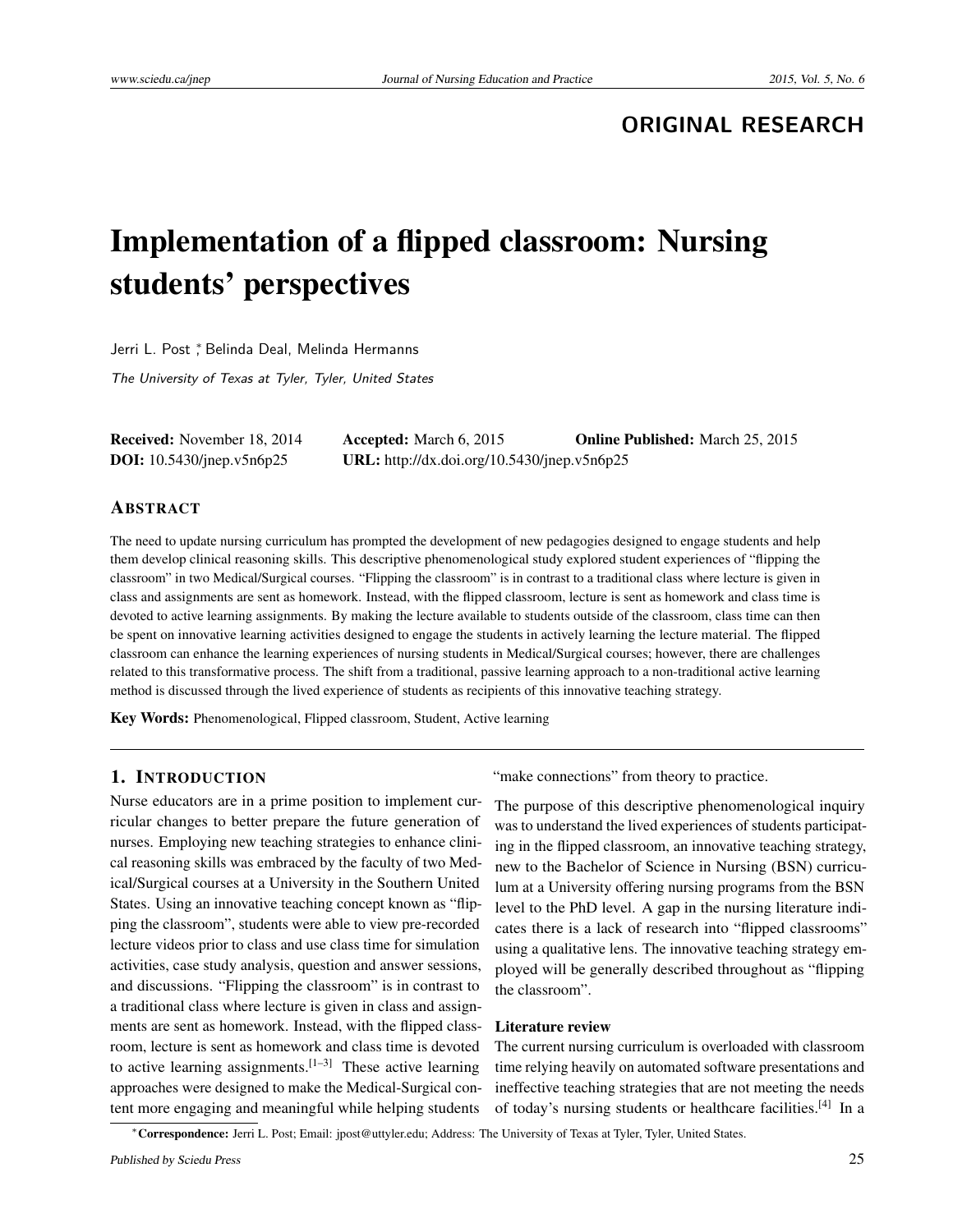ORIGINAL RESEARCH

# Implementation of a flipped classroom: Nursing students' perspectives

Jerri L. Post [*], Belinda Deal, Melinda Hermanns

*The University of Texas at Tyler, Tyler, United States*

**Received:** November 18, 2014 **Accepted:** March 6, 2015 **Online Published:** March 25, 2015
**DOI:** 10.5430/jnep.v5n6p25 **URL:** http://dx.doi.org/10.5430/jnep.v5n6p25

## Abstract

The need to update nursing curriculum has prompted the development of new pedagogies designed to engage students and help them develop clinical reasoning skills. This descriptive phenomenological study explored student experiences of "flipping the classroom" in two Medical/Surgical courses. "Flipping the classroom" is in contrast to a traditional class where lecture is given in class and assignments are sent as homework. Instead, with the flipped classroom, lecture is sent as homework and class time is devoted to active learning assignments. By making the lecture available to students outside of the classroom, class time can then be spent on innovative learning activities designed to engage the students in actively learning the lecture material. The flipped classroom can enhance the learning experiences of nursing students in Medical/Surgical courses; however, there are challenges related to this transformative process. The shift from a traditional, passive learning approach to a non-traditional active learning method is discussed through the lived experience of students as recipients of this innovative teaching strategy.

**Key Words:** Phenomenological, Flipped classroom, Student, Active learning

## 1. Introduction

Nurse educators are in a prime position to implement curricular changes to better prepare the future generation of nurses. Employing new teaching strategies to enhance clinical reasoning skills was embraced by the faculty of two Medical/Surgical courses at a University in the Southern United States. Using an innovative teaching concept known as "flipping the classroom", students were able to view pre-recorded lecture videos prior to class and use class time for simulation activities, case study analysis, question and answer sessions, and discussions. "Flipping the classroom" is in contrast to a traditional class where lecture is given in class and assignments are sent as homework. Instead, with the flipped classroom, lecture is sent as homework and class time is devoted to active learning assignments.[1–3] These active learning approaches were designed to make the Medical-Surgical content more engaging and meaningful while helping students "make connections" from theory to practice.

The purpose of this descriptive phenomenological inquiry was to understand the lived experiences of students participating in the flipped classroom, an innovative teaching strategy, new to the Bachelor of Science in Nursing (BSN) curriculum at a University offering nursing programs from the BSN level to the PhD level. A gap in the nursing literature indicates there is a lack of research into "flipped classrooms" using a qualitative lens. The innovative teaching strategy employed will be generally described throughout as "flipping the classroom".

### Literature review

The current nursing curriculum is overloaded with classroom time relying heavily on automated software presentations and ineffective teaching strategies that are not meeting the needs of today's nursing students or healthcare facilities.[4] In a

[*] **Correspondence:** Jerri L. Post; Email: jpost@uttyler.edu; Address: The University of Texas at Tyler, Tyler, United States.

*Published by Sciedu Press*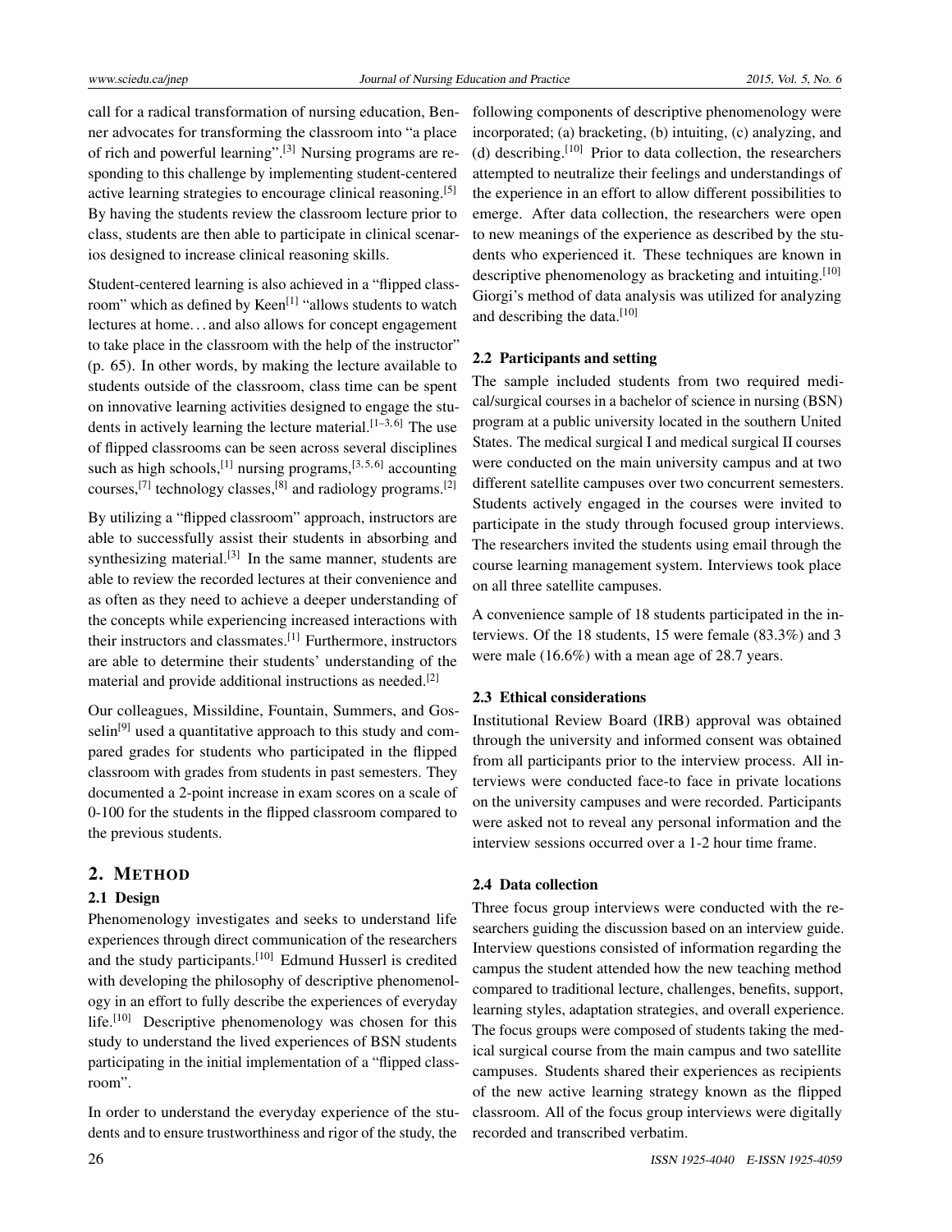call for a radical transformation of nursing education, Benner advocates for transforming the classroom into "a place of rich and powerful learning".[3] Nursing programs are responding to this challenge by implementing student-centered active learning strategies to encourage clinical reasoning.[5] By having the students review the classroom lecture prior to class, students are then able to participate in clinical scenarios designed to increase clinical reasoning skills.

Student-centered learning is also achieved in a "flipped classroom" which as defined by Keen[1] "allows students to watch lectures at home. . . and also allows for concept engagement to take place in the classroom with the help of the instructor" (p. 65). In other words, by making the lecture available to students outside of the classroom, class time can be spent on innovative learning activities designed to engage the students in actively learning the lecture material.[1–3, 6] The use of flipped classrooms can be seen across several disciplines such as high schools,[1] nursing programs,[3, 5, 6] accounting courses,[7] technology classes,[8] and radiology programs.[2]

By utilizing a "flipped classroom" approach, instructors are able to successfully assist their students in absorbing and synthesizing material.[3] In the same manner, students are able to review the recorded lectures at their convenience and as often as they need to achieve a deeper understanding of the concepts while experiencing increased interactions with their instructors and classmates.[1] Furthermore, instructors are able to determine their students' understanding of the material and provide additional instructions as needed.[2]

Our colleagues, Missildine, Fountain, Summers, and Gosselin[9] used a quantitative approach to this study and compared grades for students who participated in the flipped classroom with grades from students in past semesters. They documented a 2-point increase in exam scores on a scale of 0-100 for the students in the flipped classroom compared to the previous students.

## 2. METHOD

### 2.1 Design

Phenomenology investigates and seeks to understand life experiences through direct communication of the researchers and the study participants.[10] Edmund Husserl is credited with developing the philosophy of descriptive phenomenology in an effort to fully describe the experiences of everyday life.[10] Descriptive phenomenology was chosen for this study to understand the lived experiences of BSN students participating in the initial implementation of a "flipped classroom".

In order to understand the everyday experience of the students and to ensure trustworthiness and rigor of the study, the following components of descriptive phenomenology were incorporated; (a) bracketing, (b) intuiting, (c) analyzing, and (d) describing.[10] Prior to data collection, the researchers attempted to neutralize their feelings and understandings of the experience in an effort to allow different possibilities to emerge. After data collection, the researchers were open to new meanings of the experience as described by the students who experienced it. These techniques are known in descriptive phenomenology as bracketing and intuiting.[10] Giorgi's method of data analysis was utilized for analyzing and describing the data.[10]

### 2.2 Participants and setting

The sample included students from two required medical/surgical courses in a bachelor of science in nursing (BSN) program at a public university located in the southern United States. The medical surgical I and medical surgical II courses were conducted on the main university campus and at two different satellite campuses over two concurrent semesters. Students actively engaged in the courses were invited to participate in the study through focused group interviews. The researchers invited the students using email through the course learning management system. Interviews took place on all three satellite campuses.

A convenience sample of 18 students participated in the interviews. Of the 18 students, 15 were female (83.3%) and 3 were male (16.6%) with a mean age of 28.7 years.

### 2.3 Ethical considerations

Institutional Review Board (IRB) approval was obtained through the university and informed consent was obtained from all participants prior to the interview process. All interviews were conducted face-to face in private locations on the university campuses and were recorded. Participants were asked not to reveal any personal information and the interview sessions occurred over a 1-2 hour time frame.

### 2.4 Data collection

Three focus group interviews were conducted with the researchers guiding the discussion based on an interview guide. Interview questions consisted of information regarding the campus the student attended how the new teaching method compared to traditional lecture, challenges, benefits, support, learning styles, adaptation strategies, and overall experience. The focus groups were composed of students taking the medical surgical course from the main campus and two satellite campuses. Students shared their experiences as recipients of the new active learning strategy known as the flipped classroom. All of the focus group interviews were digitally recorded and transcribed verbatim.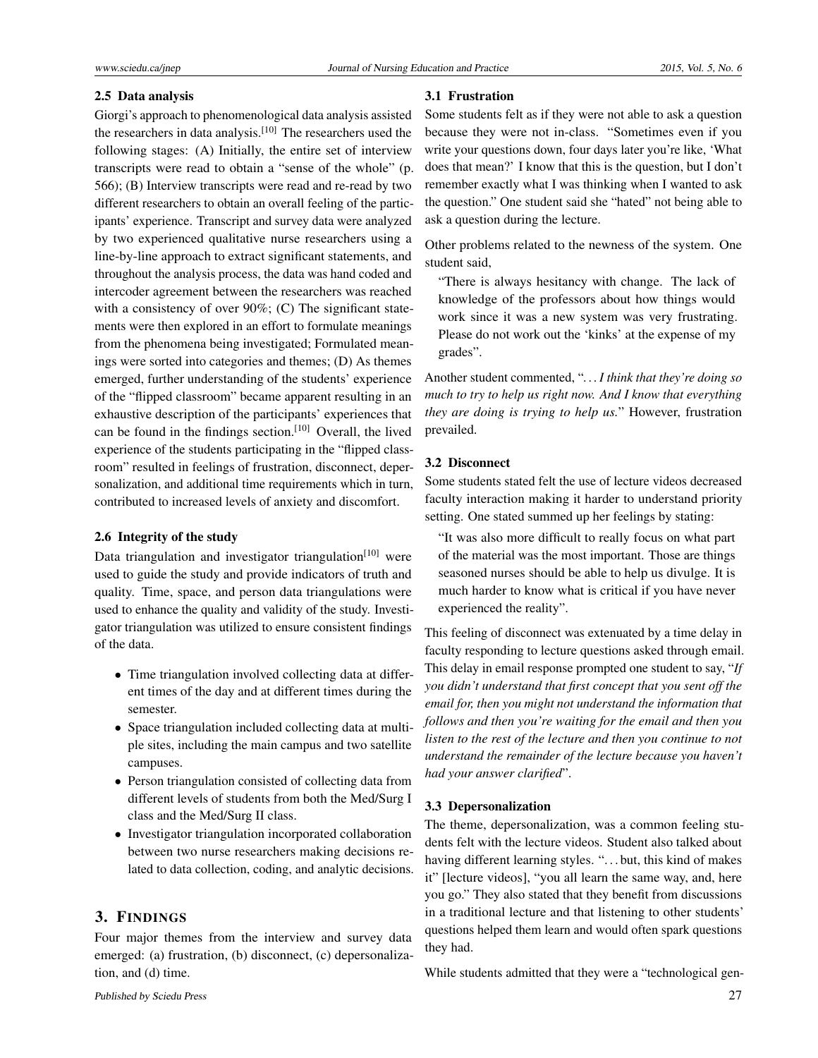### 2.5 Data analysis

Giorgi's approach to phenomenological data analysis assisted the researchers in data analysis.[10] The researchers used the following stages: (A) Initially, the entire set of interview transcripts were read to obtain a "sense of the whole" (p. 566); (B) Interview transcripts were read and re-read by two different researchers to obtain an overall feeling of the participants' experience. Transcript and survey data were analyzed by two experienced qualitative nurse researchers using a line-by-line approach to extract significant statements, and throughout the analysis process, the data was hand coded and intercoder agreement between the researchers was reached with a consistency of over 90%; (C) The significant statements were then explored in an effort to formulate meanings from the phenomena being investigated; Formulated meanings were sorted into categories and themes; (D) As themes emerged, further understanding of the students' experience of the "flipped classroom" became apparent resulting in an exhaustive description of the participants' experiences that can be found in the findings section.[10] Overall, the lived experience of the students participating in the "flipped classroom" resulted in feelings of frustration, disconnect, depersonalization, and additional time requirements which in turn, contributed to increased levels of anxiety and discomfort.

### 2.6 Integrity of the study

Data triangulation and investigator triangulation[10] were used to guide the study and provide indicators of truth and quality. Time, space, and person data triangulations were used to enhance the quality and validity of the study. Investigator triangulation was utilized to ensure consistent findings of the data.

- Time triangulation involved collecting data at different times of the day and at different times during the semester.
- Space triangulation included collecting data at multiple sites, including the main campus and two satellite campuses.
- Person triangulation consisted of collecting data from different levels of students from both the Med/Surg I class and the Med/Surg II class.
- Investigator triangulation incorporated collaboration between two nurse researchers making decisions related to data collection, coding, and analytic decisions.

## 3. Findings

Four major themes from the interview and survey data emerged: (a) frustration, (b) disconnect, (c) depersonalization, and (d) time.

### 3.1 Frustration

Some students felt as if they were not able to ask a question because they were not in-class. "Sometimes even if you write your questions down, four days later you're like, 'What does that mean?' I know that this is the question, but I don't remember exactly what I was thinking when I wanted to ask the question." One student said she "hated" not being able to ask a question during the lecture.

Other problems related to the newness of the system. One student said,

> "There is always hesitancy with change. The lack of knowledge of the professors about how things would work since it was a new system was very frustrating. Please do not work out the 'kinks' at the expense of my grades".

Another student commented, "*. . . I think that they're doing so much to try to help us right now. And I know that everything they are doing is trying to help us.*" However, frustration prevailed.

### 3.2 Disconnect

Some students stated felt the use of lecture videos decreased faculty interaction making it harder to understand priority setting. One stated summed up her feelings by stating:

> "It was also more difficult to really focus on what part of the material was the most important. Those are things seasoned nurses should be able to help us divulge. It is much harder to know what is critical if you have never experienced the reality".

This feeling of disconnect was extenuated by a time delay in faculty responding to lecture questions asked through email. This delay in email response prompted one student to say, "*If you didn't understand that first concept that you sent off the email for, then you might not understand the information that follows and then you're waiting for the email and then you listen to the rest of the lecture and then you continue to not understand the remainder of the lecture because you haven't had your answer clarified*".

### 3.3 Depersonalization

The theme, depersonalization, was a common feeling students felt with the lecture videos. Student also talked about having different learning styles. ". . . but, this kind of makes it" [lecture videos], "you all learn the same way, and, here you go." They also stated that they benefit from discussions in a traditional lecture and that listening to other students' questions helped them learn and would often spark questions they had.

While students admitted that they were a "technological gen-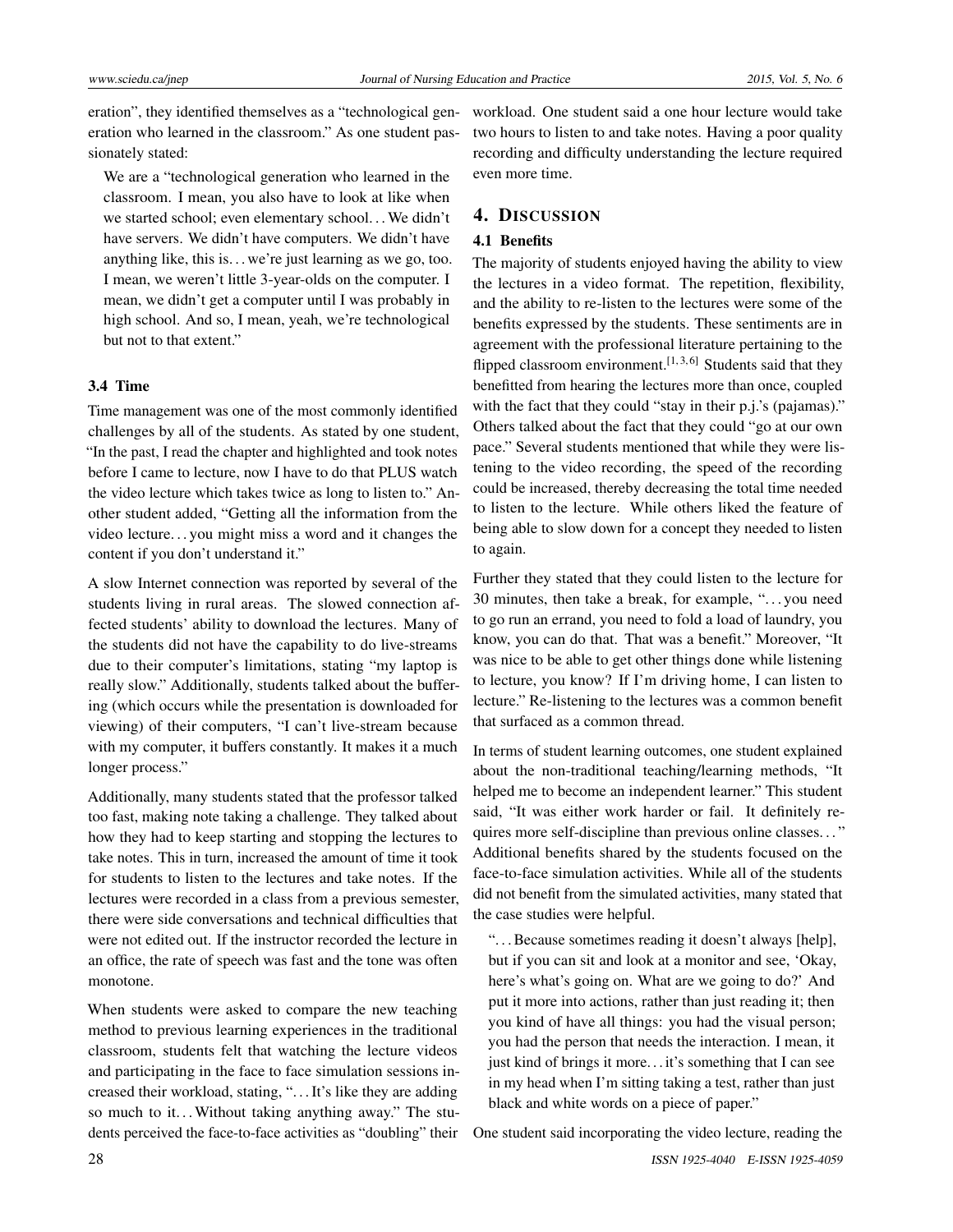eration", they identified themselves as a "technological generation who learned in the classroom." As one student passionately stated:

> We are a "technological generation who learned in the classroom. I mean, you also have to look at like when we started school; even elementary school. . . We didn't have servers. We didn't have computers. We didn't have anything like, this is. . . we're just learning as we go, too. I mean, we weren't little 3-year-olds on the computer. I mean, we didn't get a computer until I was probably in high school. And so, I mean, yeah, we're technological but not to that extent."

### 3.4 Time

Time management was one of the most commonly identified challenges by all of the students. As stated by one student, "In the past, I read the chapter and highlighted and took notes before I came to lecture, now I have to do that PLUS watch the video lecture which takes twice as long to listen to." Another student added, "Getting all the information from the video lecture. . . you might miss a word and it changes the content if you don't understand it."

A slow Internet connection was reported by several of the students living in rural areas. The slowed connection affected students' ability to download the lectures. Many of the students did not have the capability to do live-streams due to their computer's limitations, stating "my laptop is really slow." Additionally, students talked about the buffering (which occurs while the presentation is downloaded for viewing) of their computers, "I can't live-stream because with my computer, it buffers constantly. It makes it a much longer process."

Additionally, many students stated that the professor talked too fast, making note taking a challenge. They talked about how they had to keep starting and stopping the lectures to take notes. This in turn, increased the amount of time it took for students to listen to the lectures and take notes. If the lectures were recorded in a class from a previous semester, there were side conversations and technical difficulties that were not edited out. If the instructor recorded the lecture in an office, the rate of speech was fast and the tone was often monotone.

When students were asked to compare the new teaching method to previous learning experiences in the traditional classroom, students felt that watching the lecture videos and participating in the face to face simulation sessions increased their workload, stating, ". . . It's like they are adding so much to it. . . Without taking anything away." The students perceived the face-to-face activities as "doubling" their workload. One student said a one hour lecture would take two hours to listen to and take notes. Having a poor quality recording and difficulty understanding the lecture required even more time.

## 4. Discussion

### 4.1 Benefits

The majority of students enjoyed having the ability to view the lectures in a video format. The repetition, flexibility, and the ability to re-listen to the lectures were some of the benefits expressed by the students. These sentiments are in agreement with the professional literature pertaining to the flipped classroom environment.[1, 3, 6] Students said that they benefitted from hearing the lectures more than once, coupled with the fact that they could "stay in their p.j.'s (pajamas)." Others talked about the fact that they could "go at our own pace." Several students mentioned that while they were listening to the video recording, the speed of the recording could be increased, thereby decreasing the total time needed to listen to the lecture. While others liked the feature of being able to slow down for a concept they needed to listen to again.

Further they stated that they could listen to the lecture for 30 minutes, then take a break, for example, ". . . you need to go run an errand, you need to fold a load of laundry, you know, you can do that. That was a benefit." Moreover, "It was nice to be able to get other things done while listening to lecture, you know? If I'm driving home, I can listen to lecture." Re-listening to the lectures was a common benefit that surfaced as a common thread.

In terms of student learning outcomes, one student explained about the non-traditional teaching/learning methods, "It helped me to become an independent learner." This student said, "It was either work harder or fail. It definitely requires more self-discipline than previous online classes. . . " Additional benefits shared by the students focused on the face-to-face simulation activities. While all of the students did not benefit from the simulated activities, many stated that the case studies were helpful.

> ". . . Because sometimes reading it doesn't always [help], but if you can sit and look at a monitor and see, 'Okay, here's what's going on. What are we going to do?' And put it more into actions, rather than just reading it; then you kind of have all things: you had the visual person; you had the person that needs the interaction. I mean, it just kind of brings it more. . . it's something that I can see in my head when I'm sitting taking a test, rather than just black and white words on a piece of paper."

One student said incorporating the video lecture, reading the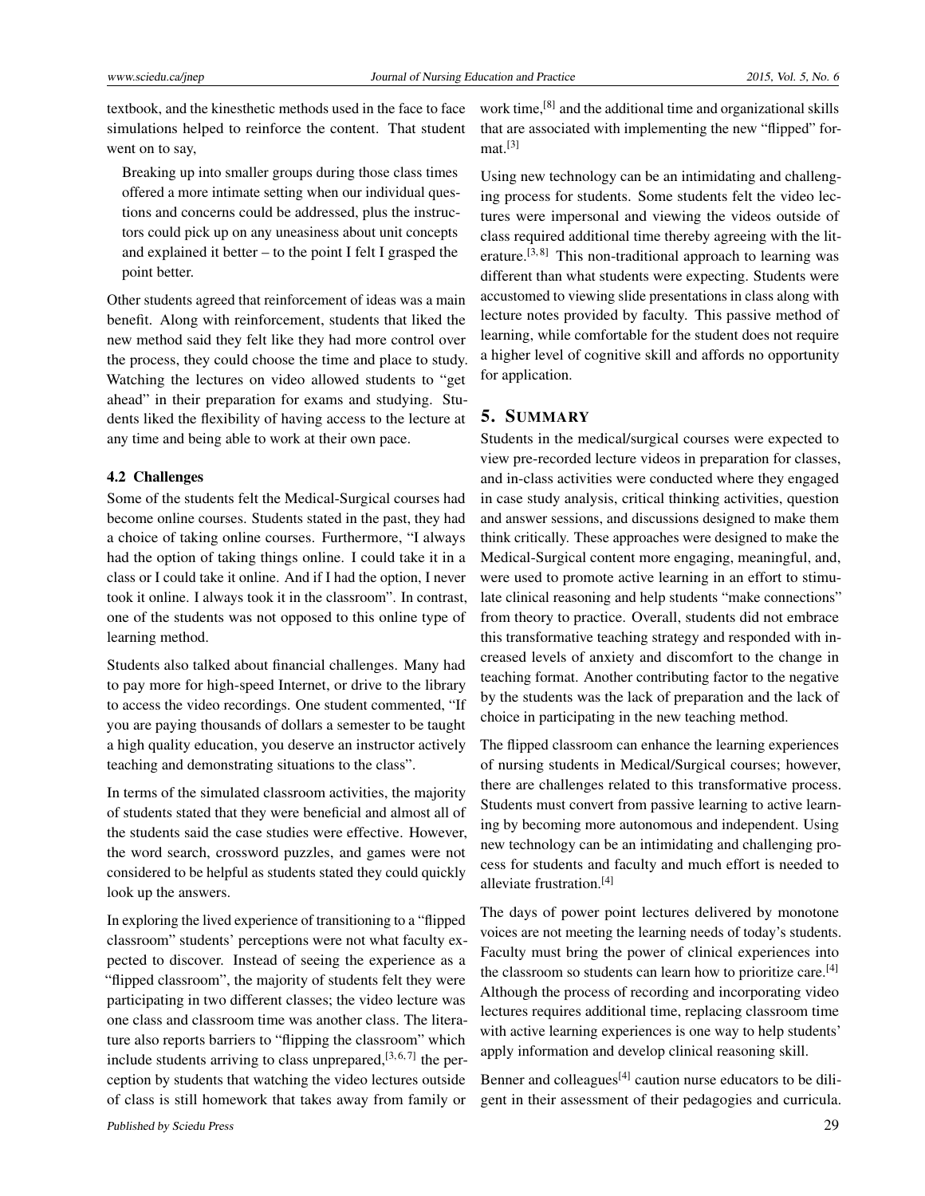textbook, and the kinesthetic methods used in the face to face simulations helped to reinforce the content. That student went on to say,

> Breaking up into smaller groups during those class times offered a more intimate setting when our individual questions and concerns could be addressed, plus the instructors could pick up on any uneasiness about unit concepts and explained it better – to the point I felt I grasped the point better.

Other students agreed that reinforcement of ideas was a main benefit. Along with reinforcement, students that liked the new method said they felt like they had more control over the process, they could choose the time and place to study. Watching the lectures on video allowed students to "get ahead" in their preparation for exams and studying. Students liked the flexibility of having access to the lecture at any time and being able to work at their own pace.

### 4.2 Challenges

Some of the students felt the Medical-Surgical courses had become online courses. Students stated in the past, they had a choice of taking online courses. Furthermore, "I always had the option of taking things online. I could take it in a class or I could take it online. And if I had the option, I never took it online. I always took it in the classroom". In contrast, one of the students was not opposed to this online type of learning method.

Students also talked about financial challenges. Many had to pay more for high-speed Internet, or drive to the library to access the video recordings. One student commented, "If you are paying thousands of dollars a semester to be taught a high quality education, you deserve an instructor actively teaching and demonstrating situations to the class".

In terms of the simulated classroom activities, the majority of students stated that they were beneficial and almost all of the students said the case studies were effective. However, the word search, crossword puzzles, and games were not considered to be helpful as students stated they could quickly look up the answers.

In exploring the lived experience of transitioning to a "flipped classroom" students' perceptions were not what faculty expected to discover. Instead of seeing the experience as a "flipped classroom", the majority of students felt they were participating in two different classes; the video lecture was one class and classroom time was another class. The literature also reports barriers to "flipping the classroom" which include students arriving to class unprepared,[3, 6, 7] the perception by students that watching the video lectures outside of class is still homework that takes away from family or work time,[8] and the additional time and organizational skills that are associated with implementing the new "flipped" format.[3]

Using new technology can be an intimidating and challenging process for students. Some students felt the video lectures were impersonal and viewing the videos outside of class required additional time thereby agreeing with the literature.[3, 8] This non-traditional approach to learning was different than what students were expecting. Students were accustomed to viewing slide presentations in class along with lecture notes provided by faculty. This passive method of learning, while comfortable for the student does not require a higher level of cognitive skill and affords no opportunity for application.

## 5. Summary

Students in the medical/surgical courses were expected to view pre-recorded lecture videos in preparation for classes, and in-class activities were conducted where they engaged in case study analysis, critical thinking activities, question and answer sessions, and discussions designed to make them think critically. These approaches were designed to make the Medical-Surgical content more engaging, meaningful, and, were used to promote active learning in an effort to stimulate clinical reasoning and help students "make connections" from theory to practice. Overall, students did not embrace this transformative teaching strategy and responded with increased levels of anxiety and discomfort to the change in teaching format. Another contributing factor to the negative by the students was the lack of preparation and the lack of choice in participating in the new teaching method.

The flipped classroom can enhance the learning experiences of nursing students in Medical/Surgical courses; however, there are challenges related to this transformative process. Students must convert from passive learning to active learning by becoming more autonomous and independent. Using new technology can be an intimidating and challenging process for students and faculty and much effort is needed to alleviate frustration.[4]

The days of power point lectures delivered by monotone voices are not meeting the learning needs of today's students. Faculty must bring the power of clinical experiences into the classroom so students can learn how to prioritize care.[4] Although the process of recording and incorporating video lectures requires additional time, replacing classroom time with active learning experiences is one way to help students' apply information and develop clinical reasoning skill.

Benner and colleagues[4] caution nurse educators to be diligent in their assessment of their pedagogies and curricula.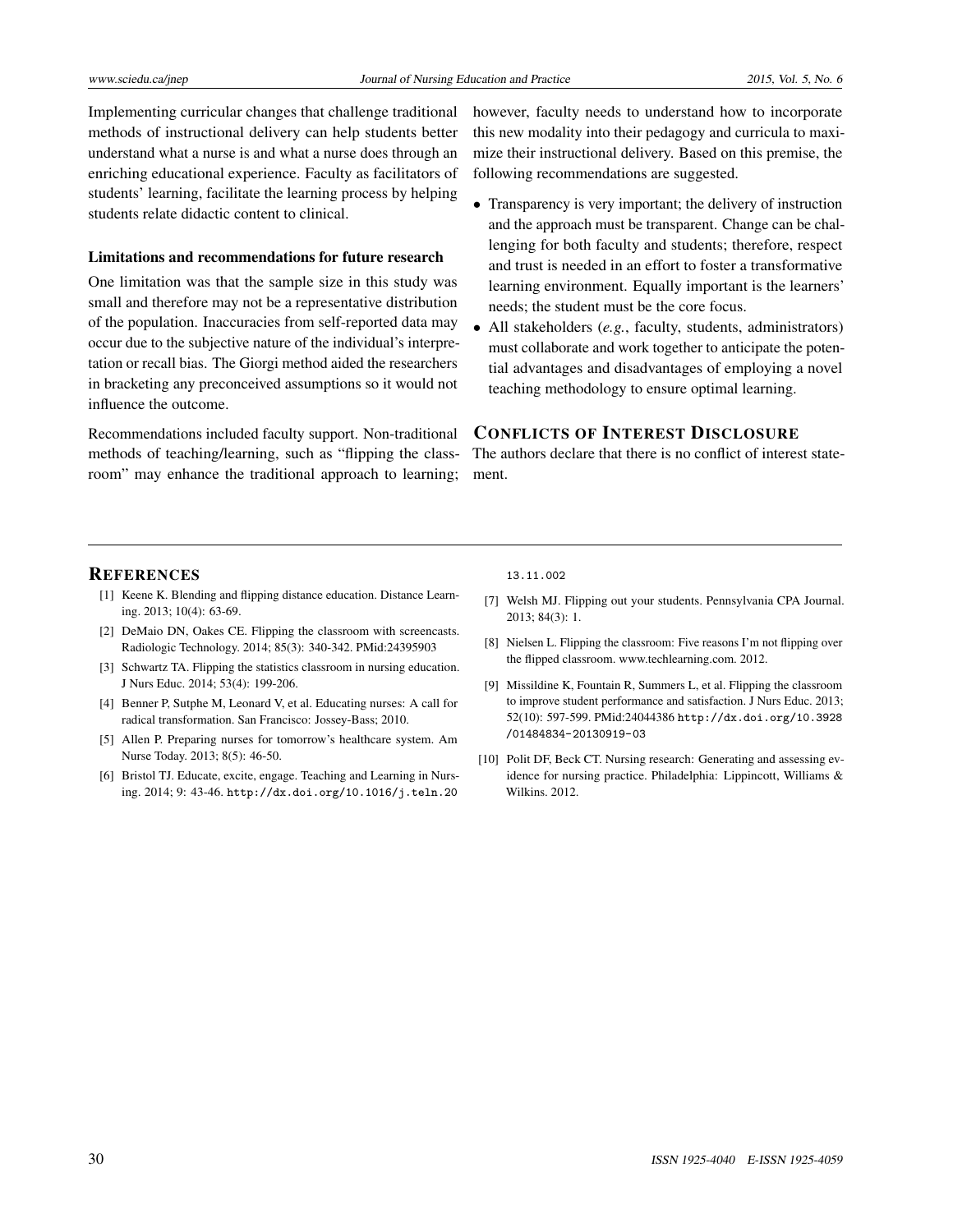Implementing curricular changes that challenge traditional methods of instructional delivery can help students better understand what a nurse is and what a nurse does through an enriching educational experience. Faculty as facilitators of students' learning, facilitate the learning process by helping students relate didactic content to clinical.

### Limitations and recommendations for future research

One limitation was that the sample size in this study was small and therefore may not be a representative distribution of the population. Inaccuracies from self-reported data may occur due to the subjective nature of the individual's interpretation or recall bias. The Giorgi method aided the researchers in bracketing any preconceived assumptions so it would not influence the outcome.

Recommendations included faculty support. Non-traditional methods of teaching/learning, such as "flipping the classroom" may enhance the traditional approach to learning; however, faculty needs to understand how to incorporate this new modality into their pedagogy and curricula to maximize their instructional delivery. Based on this premise, the following recommendations are suggested.

- Transparency is very important; the delivery of instruction and the approach must be transparent. Change can be challenging for both faculty and students; therefore, respect and trust is needed in an effort to foster a transformative learning environment. Equally important is the learners' needs; the student must be the core focus.
- All stakeholders (*e.g.*, faculty, students, administrators) must collaborate and work together to anticipate the potential advantages and disadvantages of employing a novel teaching methodology to ensure optimal learning.

## Conflicts of Interest Disclosure

The authors declare that there is no conflict of interest statement.

## References

[1] Keene K. Blending and flipping distance education. Distance Learning. 2013; 10(4): 63-69.

[2] DeMaio DN, Oakes CE. Flipping the classroom with screencasts. Radiologic Technology. 2014; 85(3): 340-342. PMid:24395903

[3] Schwartz TA. Flipping the statistics classroom in nursing education. J Nurs Educ. 2014; 53(4): 199-206.

[4] Benner P, Sutphe M, Leonard V, et al. Educating nurses: A call for radical transformation. San Francisco: Jossey-Bass; 2010.

[5] Allen P. Preparing nurses for tomorrow's healthcare system. Am Nurse Today. 2013; 8(5): 46-50.

[6] Bristol TJ. Educate, excite, engage. Teaching and Learning in Nursing. 2014; 9: 43-46. http://dx.doi.org/10.1016/j.teln.2013.11.002

[7] Welsh MJ. Flipping out your students. Pennsylvania CPA Journal. 2013; 84(3): 1.

[8] Nielsen L. Flipping the classroom: Five reasons I'm not flipping over the flipped classroom. www.techlearning.com. 2012.

[9] Missildine K, Fountain R, Summers L, et al. Flipping the classroom to improve student performance and satisfaction. J Nurs Educ. 2013; 52(10): 597-599. PMid:24044386 http://dx.doi.org/10.3928/01484834-20130919-03

[10] Polit DF, Beck CT. Nursing research: Generating and assessing evidence for nursing practice. Philadelphia: Lippincott, Williams & Wilkins. 2012.